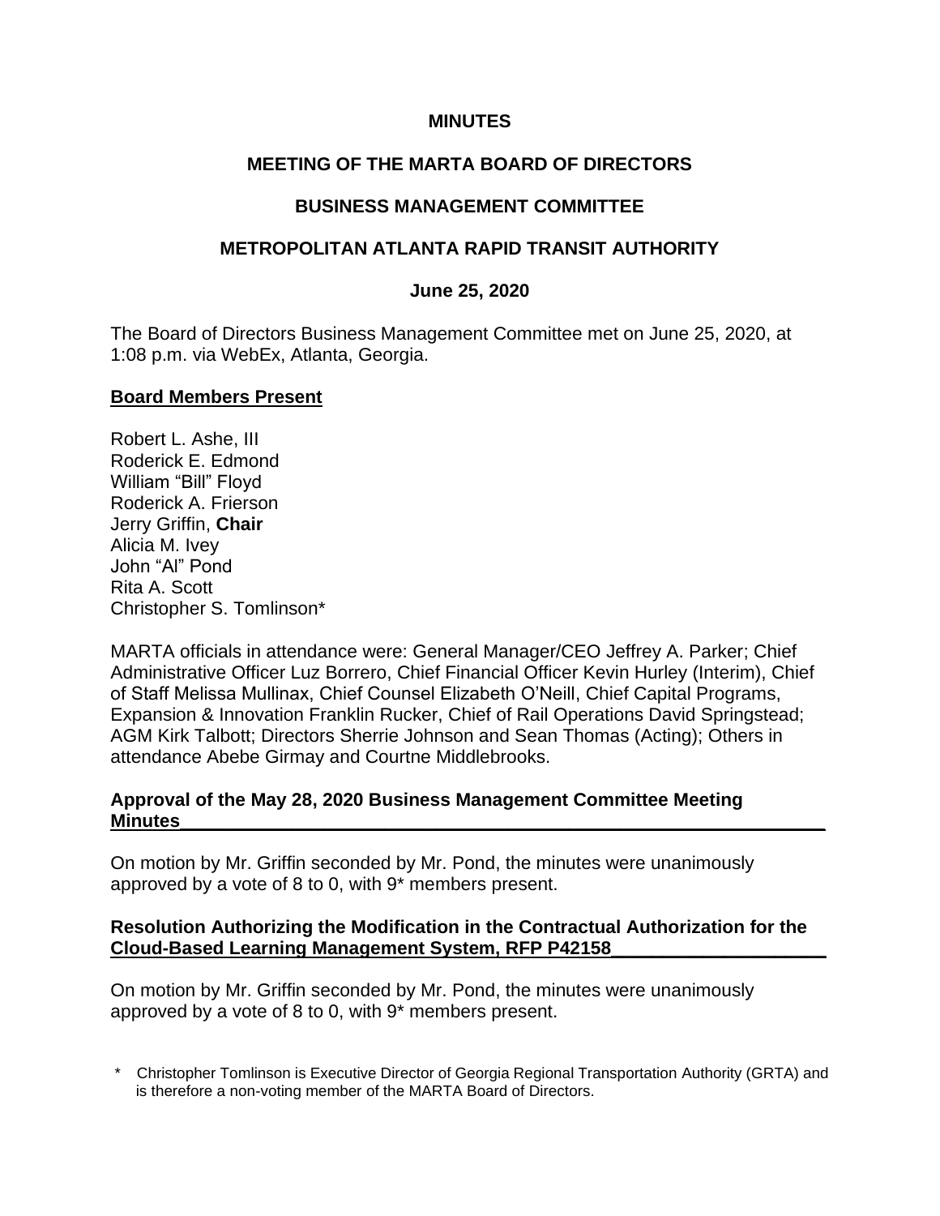**MINUTES**

**MEETING OF THE MARTA BOARD OF DIRECTORS**

**BUSINESS MANAGEMENT COMMITTEE**

**METROPOLITAN ATLANTA RAPID TRANSIT AUTHORITY**

**June 25, 2020**

The Board of Directors Business Management Committee met on June 25, 2020, at 1:08 p.m. via WebEx, Atlanta, Georgia.

**Board Members Present**

Robert L. Ashe, III
Roderick E. Edmond
William "Bill" Floyd
Roderick A. Frierson
Jerry Griffin, **Chair**
Alicia M. Ivey
John "Al" Pond
Rita A. Scott
Christopher S. Tomlinson*

MARTA officials in attendance were: General Manager/CEO Jeffrey A. Parker; Chief Administrative Officer Luz Borrero, Chief Financial Officer Kevin Hurley (Interim), Chief of Staff Melissa Mullinax, Chief Counsel Elizabeth O'Neill, Chief Capital Programs, Expansion & Innovation Franklin Rucker, Chief of Rail Operations David Springstead; AGM Kirk Talbott; Directors Sherrie Johnson and Sean Thomas (Acting); Others in attendance Abebe Girmay and Courtne Middlebrooks.

**Approval of the May 28, 2020 Business Management Committee Meeting Minutes**

On motion by Mr. Griffin seconded by Mr. Pond, the minutes were unanimously approved by a vote of 8 to 0, with 9* members present.

**Resolution Authorizing the Modification in the Contractual Authorization for the Cloud-Based Learning Management System, RFP P42158**

On motion by Mr. Griffin seconded by Mr. Pond, the minutes were unanimously approved by a vote of 8 to 0, with 9* members present.

\* Christopher Tomlinson is Executive Director of Georgia Regional Transportation Authority (GRTA) and is therefore a non-voting member of the MARTA Board of Directors.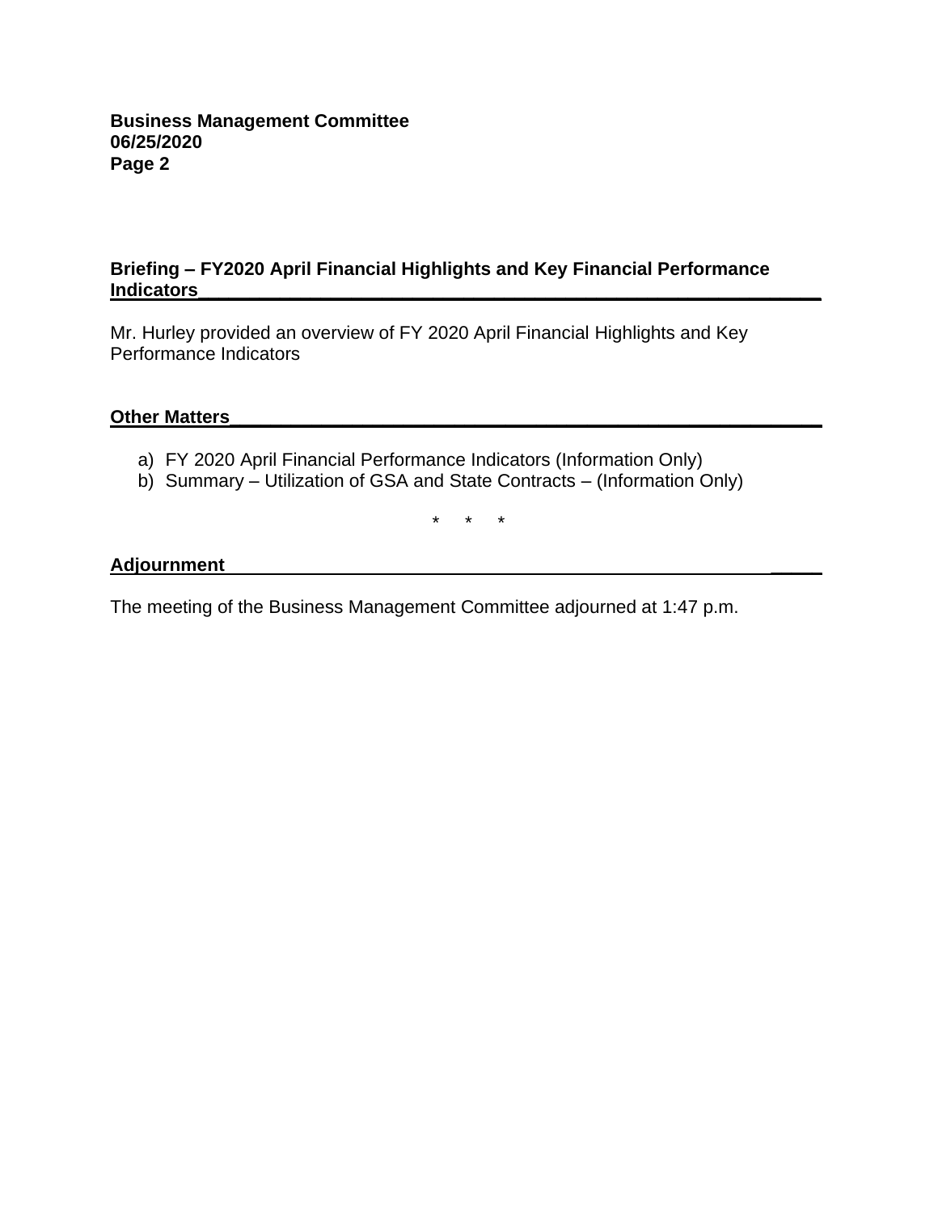## Briefing – FY2020 April Financial Highlights and Key Financial Performance Indicators

Mr. Hurley provided an overview of FY 2020 April Financial Highlights and Key Performance Indicators

## Other Matters

a) FY 2020 April Financial Performance Indicators (Information Only)
b) Summary – Utilization of GSA and State Contracts – (Information Only)

\* \* \*

## Adjournment

The meeting of the Business Management Committee adjourned at 1:47 p.m.